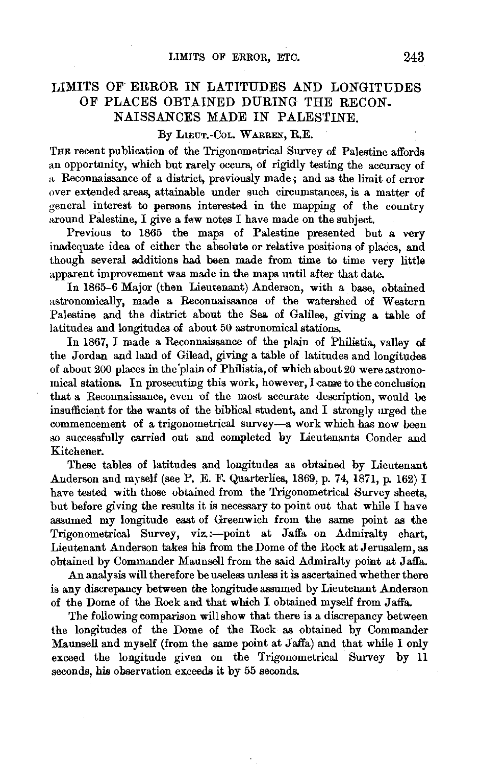# LIMITS OF ERROR IN LATITUDES AND LONGITUDES OF PLACES OBTAINED DURING THE RECONNAISSANCES MADE IN PALESTINE.

By Lieut.-Col. Warren, R.E.

The recent publication of the Trigonometrical Survey of Palestine affords an opportunity, which but rarely occurs, of rigidly testing the accuracy of a Reconnaissance of a district, previously made; and as the limit of error over extended areas, attainable under such circumstances, is a matter of general interest to persons interested in the mapping of the country around Palestine, I give a few notes I have made on the subject.

Previous to 1865 the maps of Palestine presented but a very inadequate idea of either the absolute or relative positions of places, and though several additions had been made from time to time very little apparent improvement was made in the maps until after that date.

In 1865-6 Major (then Lieutenant) Anderson, with a base, obtained astronomically, made a Reconnaissance of the watershed of Western Palestine and the district about the Sea of Galilee, giving a table of latitudes and longitudes of about 50 astronomical stations.

In 1867, I made a Reconnaissance of the plain of Philistia, valley of the Jordan and land of Gilead, giving a table of latitudes and longitudes of about 200 places in the plain of Philistia, of which about 20 were astronomical stations. In prosecuting this work, however, I came to the conclusion that a Reconnaissance, even of the most accurate description, would be insufficient for the wants of the biblical student, and I strongly urged the commencement of a trigonometrical survey—a work which has now been so successfully carried out and completed by Lieutenants Conder and Kitchener.

These tables of latitudes and longitudes as obtained by Lieutenant Anderson and myself (see P. E. F. Quarterlies, 1869, p. 74, 1871, p. 162) I have tested with those obtained from the Trigonometrical Survey sheets, but before giving the results it is necessary to point out that while I have assumed my longitude east of Greenwich from the same point as the Trigonometrical Survey, viz.:—point at Jaffa on Admiralty chart, Lieutenant Anderson takes his from the Dome of the Rock at Jerusalem, as obtained by Commander Maunsell from the said Admiralty point at Jaffa.

An analysis will therefore be useless unless it is ascertained whether there is any discrepancy between the longitude assumed by Lieutenant Anderson of the Dome of the Rock and that which I obtained myself from Jaffa.

The following comparison will show that there is a discrepancy between the longitudes of the Dome of the Rock as obtained by Commander Maunsell and myself (from the same point at Jaffa) and that while I only exceed the longitude given on the Trigonometrical Survey by 11 seconds, his observation exceeds it by 55 seconds.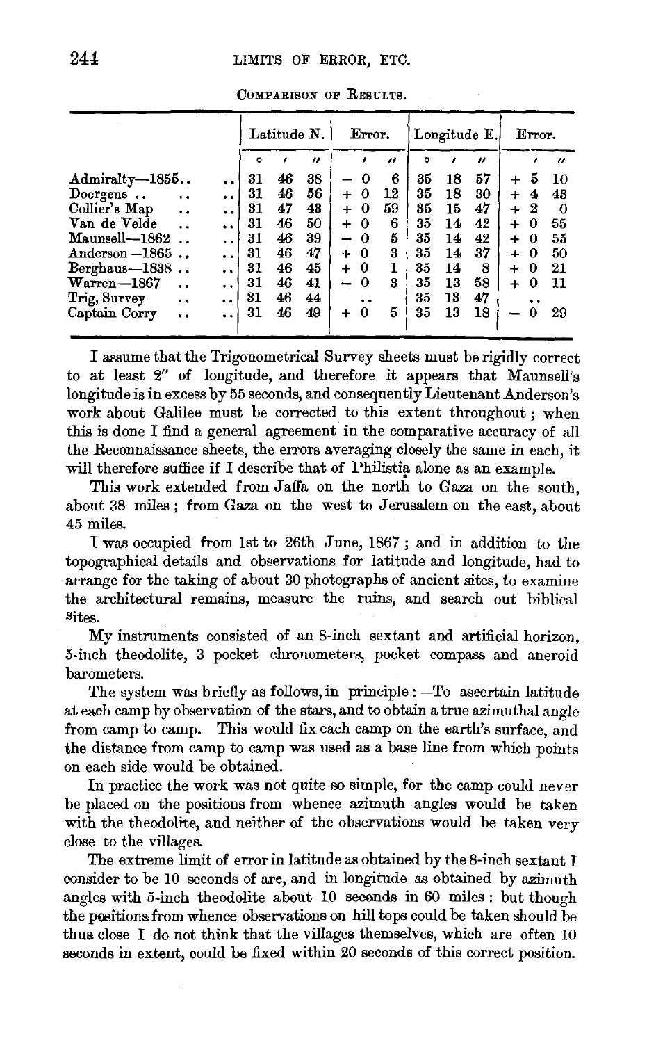COMPARISON OF RESULTS.

| | Latitude N. | | | Error. | | Longitude E. | | | Error. | |
|---|---|---|---|---|---|---|---|---|---|---|
| | ° | ′ | ″ | ′ | ″ | ° | ′ | ″ | ′ | ″ |
| Admiralty—1855.. .. | 31 | 46 | 38 | − 0 | 6 | 35 | 18 | 57 | + 5 | 10 |
| Doergens .. .. .. | 31 | 46 | 56 | + 0 | 12 | 35 | 18 | 30 | + 4 | 43 |
| Collier's Map .. .. | 31 | 47 | 43 | + 0 | 59 | 35 | 15 | 47 | + 2 | 0 |
| Van de Velde .. .. | 31 | 46 | 50 | + 0 | 6 | 35 | 14 | 42 | + 0 | 55 |
| Maunsell—1862 .. .. | 31 | 46 | 39 | − 0 | 5 | 35 | 14 | 42 | + 0 | 55 |
| Anderson—1865 .. .. | 31 | 46 | 47 | + 0 | 3 | 35 | 14 | 37 | + 0 | 50 |
| Berghaus—1838 .. .. | 31 | 46 | 45 | + 0 | 1 | 35 | 14 | 8 | + 0 | 21 |
| Warren—1867 .. .. | 31 | 46 | 41 | − 0 | 3 | 35 | 13 | 58 | + 0 | 11 |
| Trig. Survey .. .. | 31 | 46 | 44 | .. | | 35 | 13 | 47 | .. | |
| Captain Corry .. .. | 31 | 46 | 49 | + 0 | 5 | 35 | 13 | 18 | − 0 | 29 |

I assume that the Trigonometrical Survey sheets must be rigidly correct to at least 2″ of longitude, and therefore it appears that Maunsell's longitude is in excess by 55 seconds, and consequently Lieutenant Anderson's work about Galilee must be corrected to this extent throughout; when this is done I find a general agreement in the comparative accuracy of all the Reconnaissance sheets, the errors averaging closely the same in each, it will therefore suffice if I describe that of Philistia alone as an example.

This work extended from Jaffa on the north to Gaza on the south, about 38 miles; from Gaza on the west to Jerusalem on the east, about 45 miles.

I was occupied from 1st to 26th June, 1867; and in addition to the topographical details and observations for latitude and longitude, had to arrange for the taking of about 30 photographs of ancient sites, to examine the architectural remains, measure the ruins, and search out biblical sites.

My instruments consisted of an 8-inch sextant and artificial horizon, 5-inch theodolite, 3 pocket chronometers, pocket compass and aneroid barometers.

The system was briefly as follows, in principle:—To ascertain latitude at each camp by observation of the stars, and to obtain a true azimuthal angle from camp to camp. This would fix each camp on the earth's surface, and the distance from camp to camp was used as a base line from which points on each side would be obtained.

In practice the work was not quite so simple, for the camp could never be placed on the positions from whence azimuth angles would be taken with the theodolite, and neither of the observations would be taken very close to the villages.

The extreme limit of error in latitude as obtained by the 8-inch sextant I consider to be 10 seconds of arc, and in longitude as obtained by azimuth angles with 5-inch theodolite about 10 seconds in 60 miles: but though the positions from whence observations on hill tops could be taken should be thus close I do not think that the villages themselves, which are often 10 seconds in extent, could be fixed within 20 seconds of this correct position.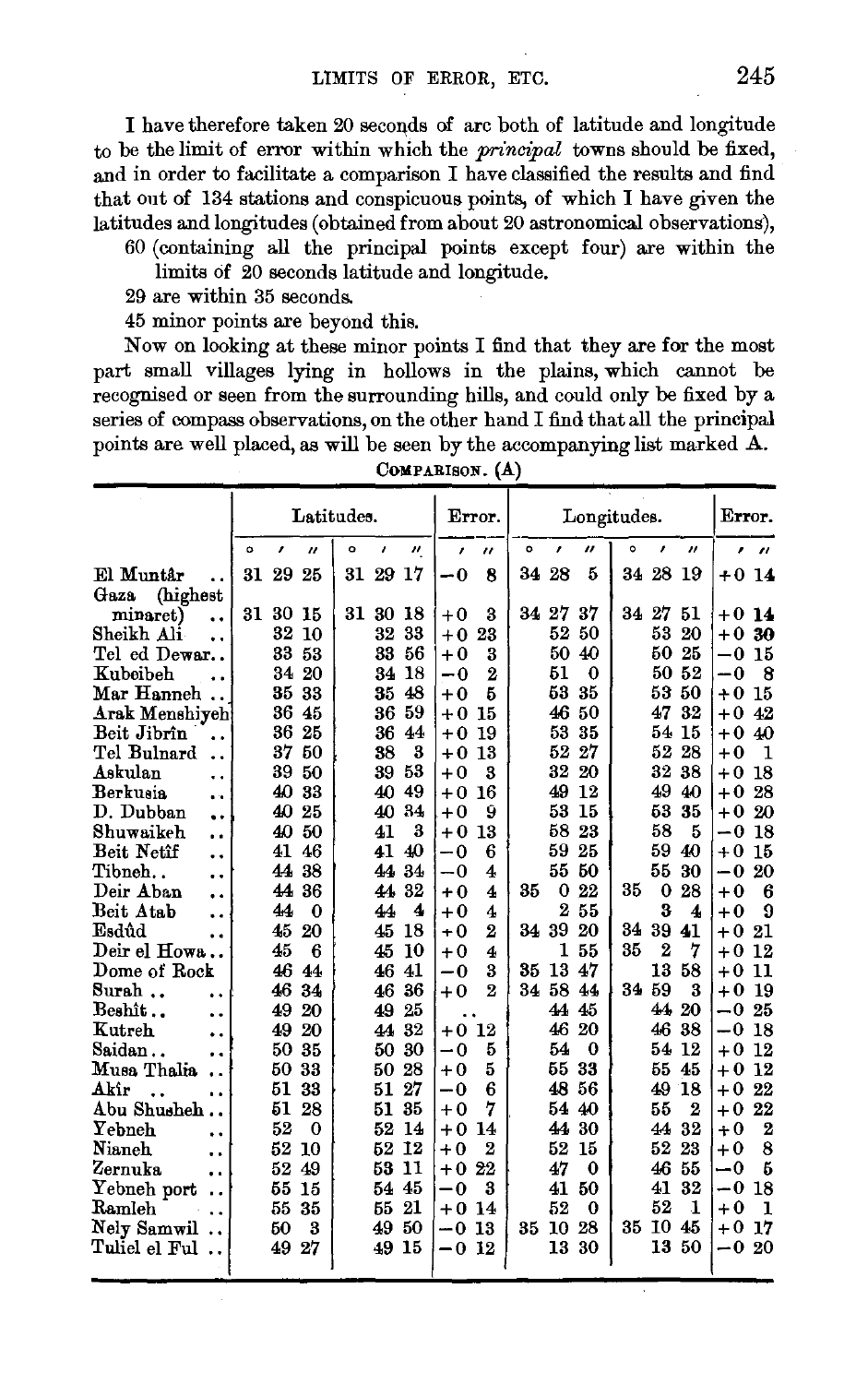I have therefore taken 20 seconds of arc both of latitude and longitude to be the limit of error within which the *principal* towns should be fixed, and in order to facilitate a comparison I have classified the results and find that out of 134 stations and conspicuous points, of which I have given the latitudes and longitudes (obtained from about 20 astronomical observations),

60 (containing all the principal points except four) are within the limits of 20 seconds latitude and longitude.

29 are within 35 seconds.

45 minor points are beyond this.

Now on looking at these minor points I find that they are for the most part small villages lying in hollows in the plains, which cannot be recognised or seen from the surrounding hills, and could only be fixed by a series of compass observations, on the other hand I find that all the principal points are well placed, as will be seen by the accompanying list marked A.

COMPARISON. (A)

| | Latitudes. | | Error. | Longitudes. | | Error. |
|---|---|---|---|---|---|---|
| | ° ′ ″ | ° ′ ″ | ′ ″ | ° ′ ″ | ° ′ ″ | ′ ″ |
| El Muntâr .. | 31 29 25 | 31 29 17 | −0 8 | 34 28 5 | 34 28 19 | +0 14 |
| Gaza (highest minaret) .. | 31 30 15 | 31 30 18 | +0 3 | 34 27 37 | 34 27 51 | +0 14 |
| Sheikh Ali .. | 32 10 | 32 33 | +0 23 | 52 50 | 53 20 | +0 30 |
| Tel ed Dewar.. | 33 53 | 33 56 | +0 3 | 50 40 | 50 25 | −0 15 |
| Kubeibeh .. | 34 20 | 34 18 | −0 2 | 51 0 | 50 52 | −0 8 |
| Mar Hanneh .. | 35 33 | 35 48 | +0 5 | 53 35 | 53 50 | +0 15 |
| Arak Menshiyeh | 36 45 | 36 59 | +0 15 | 46 50 | 47 32 | +0 42 |
| Beit Jibrîn .. | 36 25 | 36 44 | +0 19 | 53 35 | 54 15 | +0 40 |
| Tel Bulnard .. | 37 50 | 38 3 | +0 13 | 52 27 | 52 28 | +0 1 |
| Askulan .. | 39 50 | 39 53 | +0 3 | 32 20 | 32 38 | +0 18 |
| Berkusia .. | 40 33 | 40 49 | +0 16 | 49 12 | 49 40 | +0 28 |
| D. Dubban .. | 40 25 | 40 34 | +0 9 | 53 15 | 53 35 | +0 20 |
| Shuwaikeh .. | 40 50 | 41 3 | +0 13 | 58 23 | 58 5 | −0 18 |
| Beit Netîf .. | 41 46 | 41 40 | −0 6 | 59 25 | 59 40 | +0 15 |
| Tibneh.. .. | 44 38 | 44 34 | −0 4 | 55 50 | 55 30 | −0 20 |
| Deir Aban .. | 44 36 | 44 32 | +0 4 | 35 0 22 | 35 0 28 | +0 6 |
| Beit Atab .. | 44 0 | 44 4 | +0 4 | 2 55 | 3 4 | +0 9 |
| Esdûd .. | 45 20 | 45 18 | +0 2 | 34 39 20 | 34 39 41 | +0 21 |
| Deir el Howa.. | 45 6 | 45 10 | +0 4 | 1 55 | 35 2 7 | +0 12 |
| Dome of Rock | 46 44 | 46 41 | −0 3 | 35 13 47 | 13 58 | +0 11 |
| Surah .. .. | 46 34 | 46 36 | +0 2 | 34 58 44 | 34 59 3 | +0 19 |
| Beshît.. .. | 49 20 | 49 25 | .. | 44 45 | 44 20 | −0 25 |
| Kutreh .. | 49 20 | 44 32 | +0 12 | 46 20 | 46 38 | −0 18 |
| Saidan.. .. | 50 35 | 50 30 | −0 5 | 54 0 | 54 12 | +0 12 |
| Musa Thalia .. | 50 33 | 50 28 | +0 5 | 55 33 | 55 45 | +0 12 |
| Akîr .. .. | 51 33 | 51 27 | −0 6 | 48 56 | 49 18 | +0 22 |
| Abu Shusheh.. | 51 28 | 51 35 | +0 7 | 54 40 | 55 2 | +0 22 |
| Yebneh .. | 52 0 | 52 14 | +0 14 | 44 30 | 44 32 | +0 2 |
| Nianeh .. | 52 10 | 52 12 | +0 2 | 52 15 | 52 23 | +0 8 |
| Zernuka .. | 52 49 | 53 11 | +0 22 | 47 0 | 46 55 | −0 5 |
| Yebneh port .. | 55 15 | 54 45 | −0 3 | 41 50 | 41 32 | −0 18 |
| Ramleh .. | 55 35 | 55 21 | +0 14 | 52 0 | 52 1 | +0 1 |
| Nely Samwil .. | 50 3 | 49 50 | −0 13 | 35 10 28 | 35 10 45 | +0 17 |
| Tuliel el Ful .. | 49 27 | 49 15 | −0 12 | 13 30 | 13 50 | −0 20 |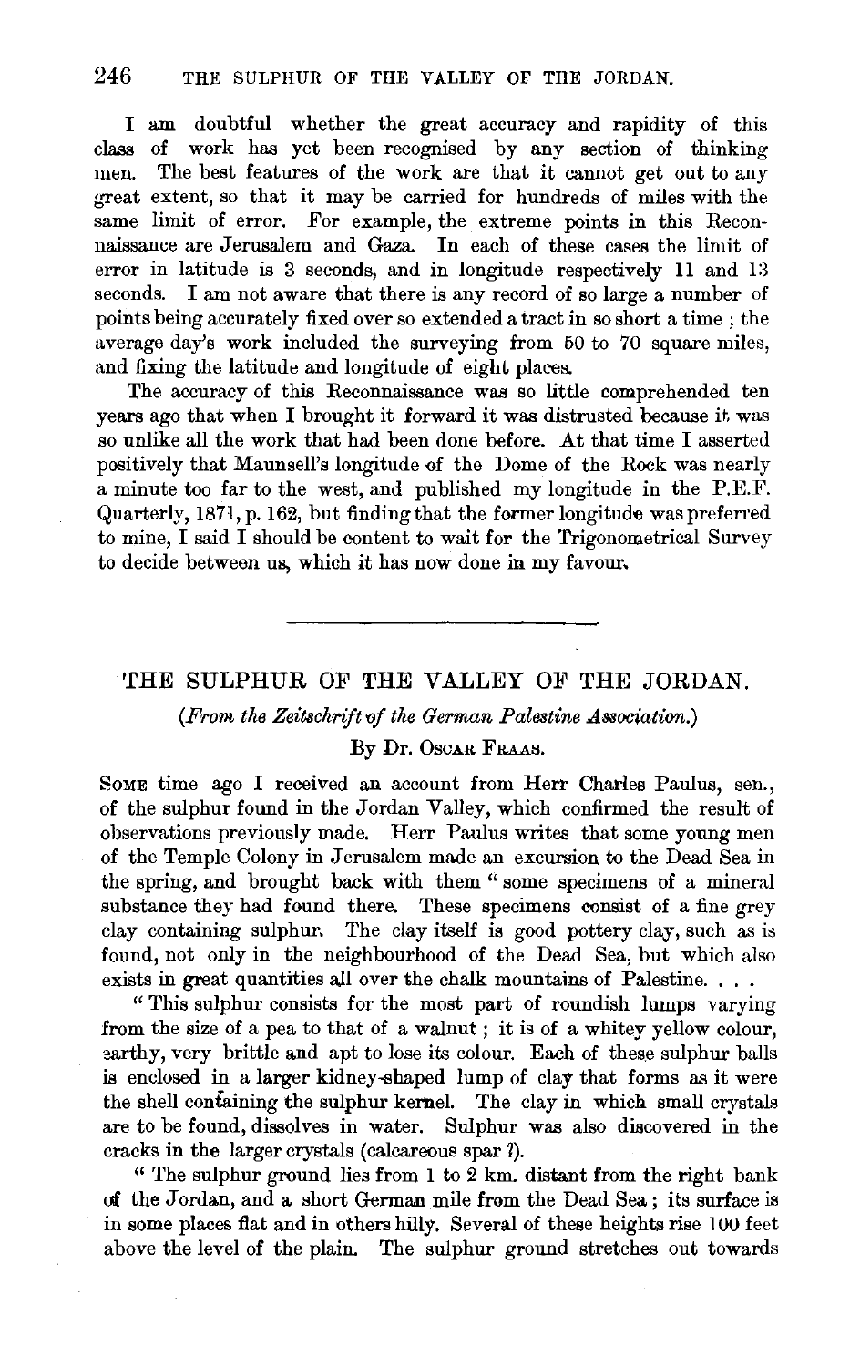I am doubtful whether the great accuracy and rapidity of this class of work has yet been recognised by any section of thinking men. The best features of the work are that it cannot get out to any great extent, so that it may be carried for hundreds of miles with the same limit of error. For example, the extreme points in this Reconnaissance are Jerusalem and Gaza. In each of these cases the limit of error in latitude is 3 seconds, and in longitude respectively 11 and 13 seconds. I am not aware that there is any record of so large a number of points being accurately fixed over so extended a tract in so short a time; the average day's work included the surveying from 50 to 70 square miles, and fixing the latitude and longitude of eight places.

The accuracy of this Reconnaissance was so little comprehended ten years ago that when I brought it forward it was distrusted because it was so unlike all the work that had been done before. At that time I asserted positively that Maunsell's longitude of the Dome of the Rock was nearly a minute too far to the west, and published my longitude in the P.E.F. Quarterly, 1871, p. 162, but finding that the former longitude was preferred to mine, I said I should be content to wait for the Trigonometrical Survey to decide between us, which it has now done in my favour.

---

## THE SULPHUR OF THE VALLEY OF THE JORDAN.

*(From the Zeitschrift of the German Palestine Association.)*

By Dr. Oscar Fraas.

Some time ago I received an account from Herr Charles Paulus, sen., of the sulphur found in the Jordan Valley, which confirmed the result of observations previously made. Herr Paulus writes that some young men of the Temple Colony in Jerusalem made an excursion to the Dead Sea in the spring, and brought back with them "some specimens of a mineral substance they had found there. These specimens consist of a fine grey clay containing sulphur. The clay itself is good pottery clay, such as is found, not only in the neighbourhood of the Dead Sea, but which also exists in great quantities all over the chalk mountains of Palestine. . . .

"This sulphur consists for the most part of roundish lumps varying from the size of a pea to that of a walnut; it is of a whitey yellow colour, earthy, very brittle and apt to lose its colour. Each of these sulphur balls is enclosed in a larger kidney-shaped lump of clay that forms as it were the shell containing the sulphur kernel. The clay in which small crystals are to be found, dissolves in water. Sulphur was also discovered in the cracks in the larger crystals (calcareous spar ?).

"The sulphur ground lies from 1 to 2 km. distant from the right bank of the Jordan, and a short German mile from the Dead Sea; its surface is in some places flat and in others hilly. Several of these heights rise 100 feet above the level of the plain. The sulphur ground stretches out towards